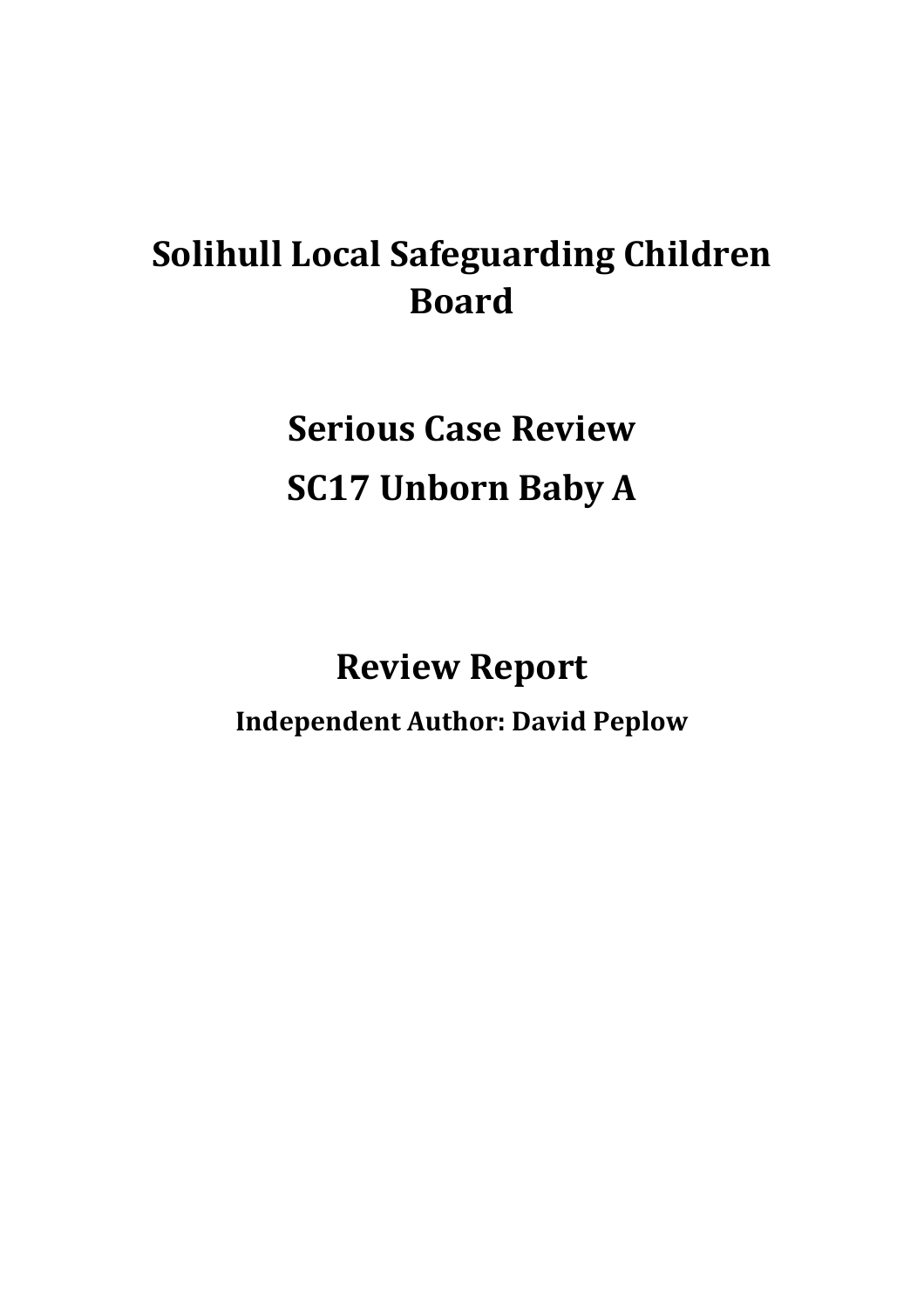# Solihull Local Safeguarding Children Board

# Serious Case Review

# SC17 Unborn Baby A

## Review Report

**Independent Author: David Peplow**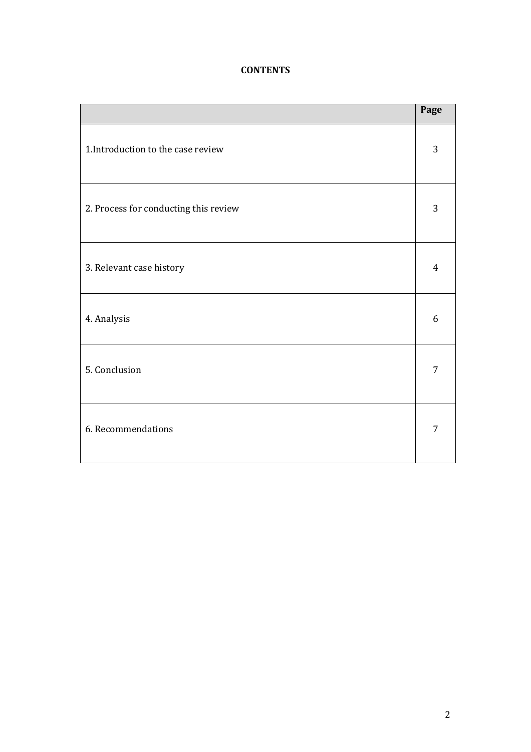**CONTENTS**

| | Page |
|---|---|
| 1.Introduction to the case review | 3 |
| 2. Process for conducting this review | 3 |
| 3. Relevant case history | 4 |
| 4. Analysis | 6 |
| 5. Conclusion | 7 |
| 6. Recommendations | 7 |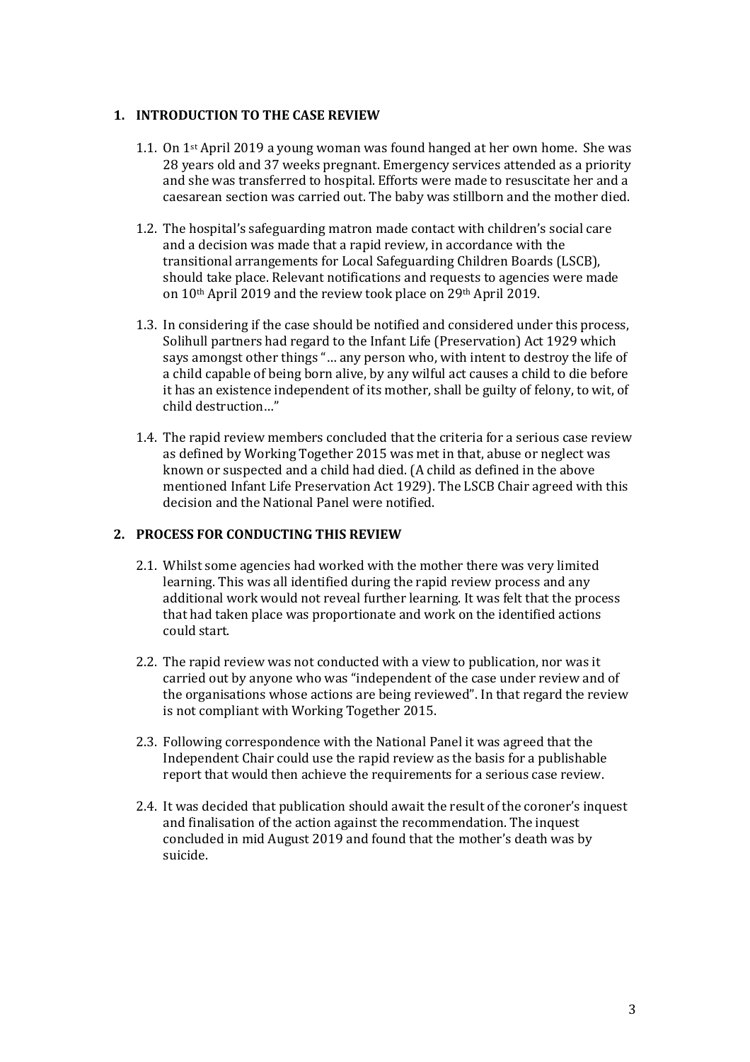## 1. INTRODUCTION TO THE CASE REVIEW

1.1. On 1st April 2019 a young woman was found hanged at her own home. She was 28 years old and 37 weeks pregnant. Emergency services attended as a priority and she was transferred to hospital. Efforts were made to resuscitate her and a caesarean section was carried out. The baby was stillborn and the mother died.

1.2. The hospital's safeguarding matron made contact with children's social care and a decision was made that a rapid review, in accordance with the transitional arrangements for Local Safeguarding Children Boards (LSCB), should take place. Relevant notifications and requests to agencies were made on 10th April 2019 and the review took place on 29th April 2019.

1.3. In considering if the case should be notified and considered under this process, Solihull partners had regard to the Infant Life (Preservation) Act 1929 which says amongst other things "… any person who, with intent to destroy the life of a child capable of being born alive, by any wilful act causes a child to die before it has an existence independent of its mother, shall be guilty of felony, to wit, of child destruction…"

1.4. The rapid review members concluded that the criteria for a serious case review as defined by Working Together 2015 was met in that, abuse or neglect was known or suspected and a child had died. (A child as defined in the above mentioned Infant Life Preservation Act 1929). The LSCB Chair agreed with this decision and the National Panel were notified.

## 2. PROCESS FOR CONDUCTING THIS REVIEW

2.1. Whilst some agencies had worked with the mother there was very limited learning. This was all identified during the rapid review process and any additional work would not reveal further learning. It was felt that the process that had taken place was proportionate and work on the identified actions could start.

2.2. The rapid review was not conducted with a view to publication, nor was it carried out by anyone who was "independent of the case under review and of the organisations whose actions are being reviewed". In that regard the review is not compliant with Working Together 2015.

2.3. Following correspondence with the National Panel it was agreed that the Independent Chair could use the rapid review as the basis for a publishable report that would then achieve the requirements for a serious case review.

2.4. It was decided that publication should await the result of the coroner's inquest and finalisation of the action against the recommendation. The inquest concluded in mid August 2019 and found that the mother's death was by suicide.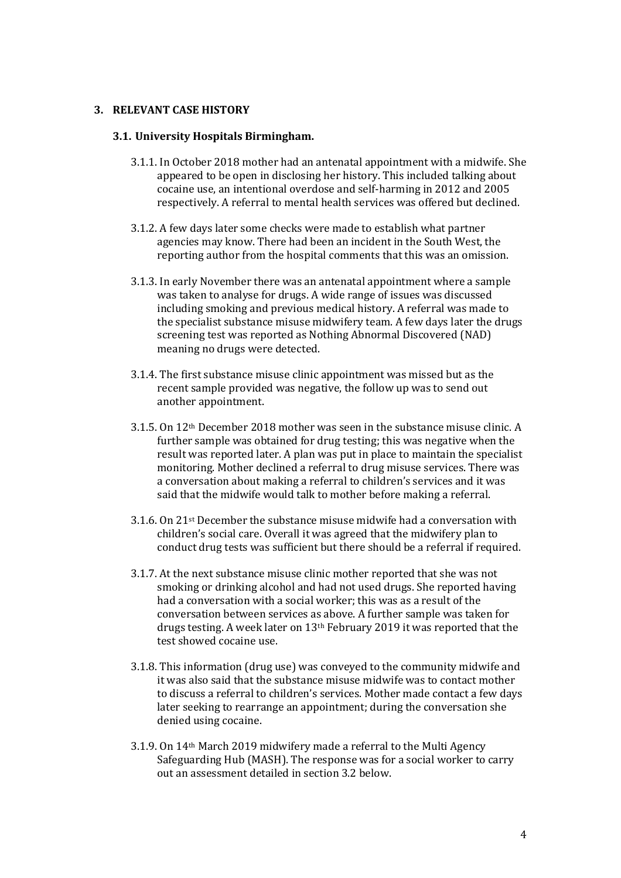## 3. RELEVANT CASE HISTORY

### 3.1. University Hospitals Birmingham.

3.1.1. In October 2018 mother had an antenatal appointment with a midwife. She appeared to be open in disclosing her history. This included talking about cocaine use, an intentional overdose and self-harming in 2012 and 2005 respectively. A referral to mental health services was offered but declined.

3.1.2. A few days later some checks were made to establish what partner agencies may know. There had been an incident in the South West, the reporting author from the hospital comments that this was an omission.

3.1.3. In early November there was an antenatal appointment where a sample was taken to analyse for drugs. A wide range of issues was discussed including smoking and previous medical history. A referral was made to the specialist substance misuse midwifery team. A few days later the drugs screening test was reported as Nothing Abnormal Discovered (NAD) meaning no drugs were detected.

3.1.4. The first substance misuse clinic appointment was missed but as the recent sample provided was negative, the follow up was to send out another appointment.

3.1.5. On 12th December 2018 mother was seen in the substance misuse clinic. A further sample was obtained for drug testing; this was negative when the result was reported later. A plan was put in place to maintain the specialist monitoring. Mother declined a referral to drug misuse services. There was a conversation about making a referral to children's services and it was said that the midwife would talk to mother before making a referral.

3.1.6. On 21st December the substance misuse midwife had a conversation with children's social care. Overall it was agreed that the midwifery plan to conduct drug tests was sufficient but there should be a referral if required.

3.1.7. At the next substance misuse clinic mother reported that she was not smoking or drinking alcohol and had not used drugs. She reported having had a conversation with a social worker; this was as a result of the conversation between services as above. A further sample was taken for drugs testing. A week later on 13th February 2019 it was reported that the test showed cocaine use.

3.1.8. This information (drug use) was conveyed to the community midwife and it was also said that the substance misuse midwife was to contact mother to discuss a referral to children's services. Mother made contact a few days later seeking to rearrange an appointment; during the conversation she denied using cocaine.

3.1.9. On 14th March 2019 midwifery made a referral to the Multi Agency Safeguarding Hub (MASH). The response was for a social worker to carry out an assessment detailed in section 3.2 below.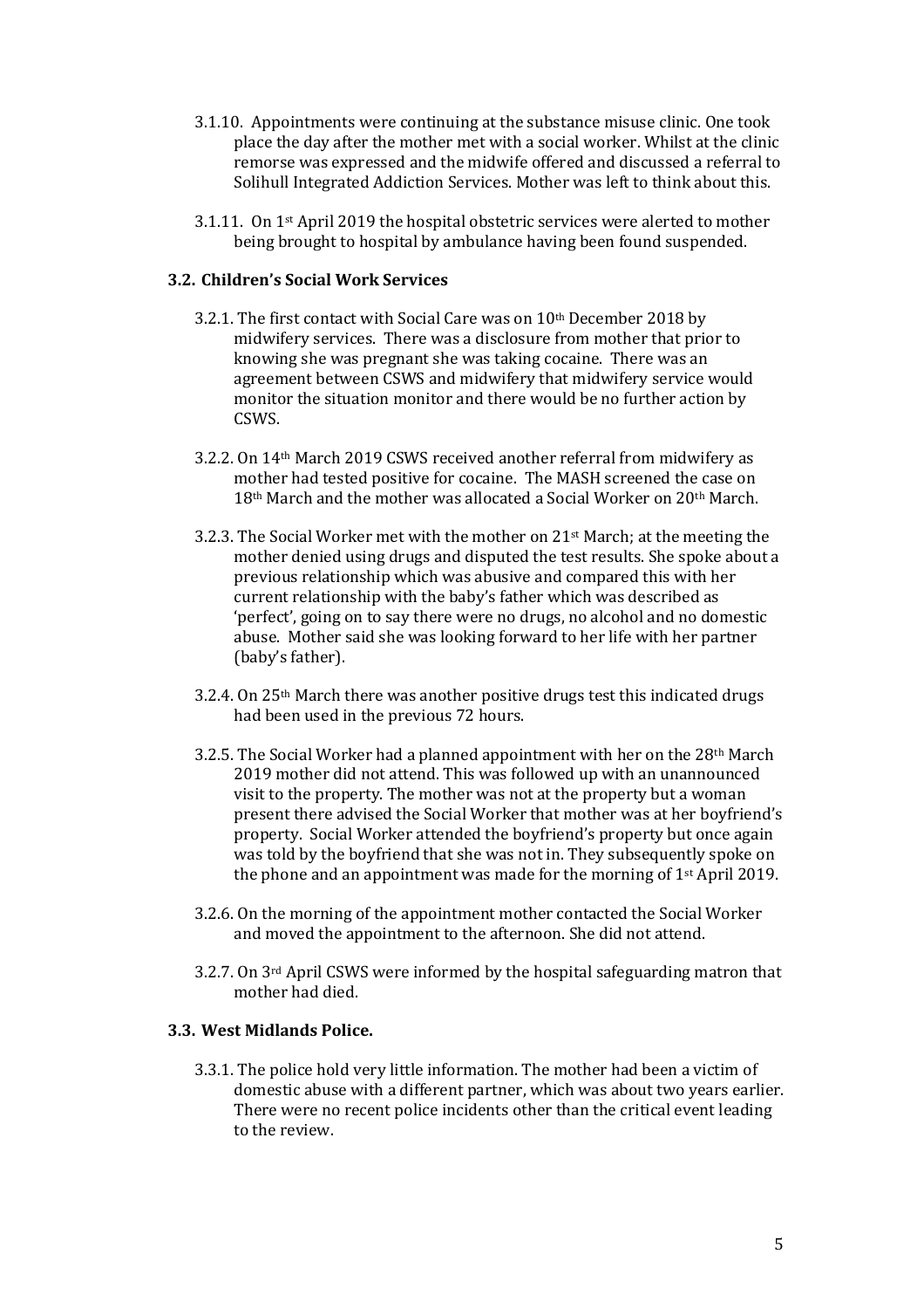3.1.10. Appointments were continuing at the substance misuse clinic. One took place the day after the mother met with a social worker. Whilst at the clinic remorse was expressed and the midwife offered and discussed a referral to Solihull Integrated Addiction Services. Mother was left to think about this.

3.1.11. On 1st April 2019 the hospital obstetric services were alerted to mother being brought to hospital by ambulance having been found suspended.

### 3.2. Children's Social Work Services

3.2.1. The first contact with Social Care was on 10th December 2018 by midwifery services. There was a disclosure from mother that prior to knowing she was pregnant she was taking cocaine. There was an agreement between CSWS and midwifery that midwifery service would monitor the situation monitor and there would be no further action by CSWS.

3.2.2. On 14th March 2019 CSWS received another referral from midwifery as mother had tested positive for cocaine. The MASH screened the case on 18th March and the mother was allocated a Social Worker on 20th March.

3.2.3. The Social Worker met with the mother on 21st March; at the meeting the mother denied using drugs and disputed the test results. She spoke about a previous relationship which was abusive and compared this with her current relationship with the baby's father which was described as 'perfect', going on to say there were no drugs, no alcohol and no domestic abuse. Mother said she was looking forward to her life with her partner (baby's father).

3.2.4. On 25th March there was another positive drugs test this indicated drugs had been used in the previous 72 hours.

3.2.5. The Social Worker had a planned appointment with her on the 28th March 2019 mother did not attend. This was followed up with an unannounced visit to the property. The mother was not at the property but a woman present there advised the Social Worker that mother was at her boyfriend's property. Social Worker attended the boyfriend's property but once again was told by the boyfriend that she was not in. They subsequently spoke on the phone and an appointment was made for the morning of 1st April 2019.

3.2.6. On the morning of the appointment mother contacted the Social Worker and moved the appointment to the afternoon. She did not attend.

3.2.7. On 3rd April CSWS were informed by the hospital safeguarding matron that mother had died.

### 3.3. West Midlands Police.

3.3.1. The police hold very little information. The mother had been a victim of domestic abuse with a different partner, which was about two years earlier. There were no recent police incidents other than the critical event leading to the review.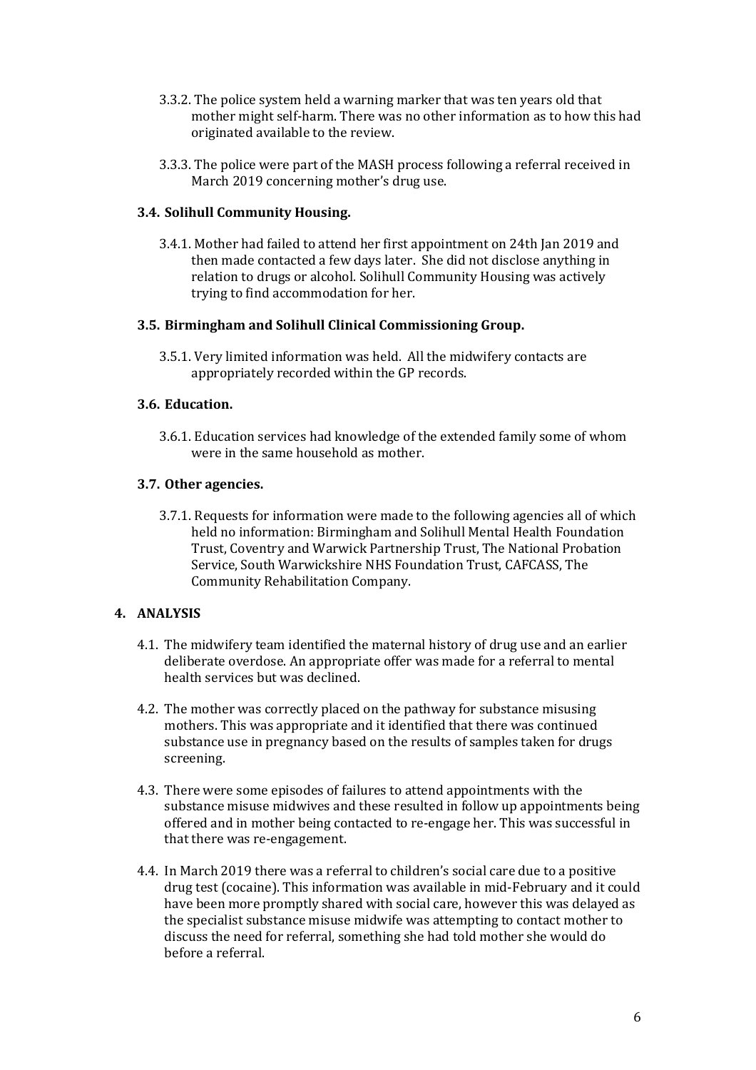3.3.2. The police system held a warning marker that was ten years old that mother might self-harm. There was no other information as to how this had originated available to the review.

3.3.3. The police were part of the MASH process following a referral received in March 2019 concerning mother's drug use.

### 3.4. Solihull Community Housing.

3.4.1. Mother had failed to attend her first appointment on 24th Jan 2019 and then made contacted a few days later. She did not disclose anything in relation to drugs or alcohol. Solihull Community Housing was actively trying to find accommodation for her.

### 3.5. Birmingham and Solihull Clinical Commissioning Group.

3.5.1. Very limited information was held. All the midwifery contacts are appropriately recorded within the GP records.

### 3.6. Education.

3.6.1. Education services had knowledge of the extended family some of whom were in the same household as mother.

### 3.7. Other agencies.

3.7.1. Requests for information were made to the following agencies all of which held no information: Birmingham and Solihull Mental Health Foundation Trust, Coventry and Warwick Partnership Trust, The National Probation Service, South Warwickshire NHS Foundation Trust, CAFCASS, The Community Rehabilitation Company.

## 4. ANALYSIS

4.1. The midwifery team identified the maternal history of drug use and an earlier deliberate overdose. An appropriate offer was made for a referral to mental health services but was declined.

4.2. The mother was correctly placed on the pathway for substance misusing mothers. This was appropriate and it identified that there was continued substance use in pregnancy based on the results of samples taken for drugs screening.

4.3. There were some episodes of failures to attend appointments with the substance misuse midwives and these resulted in follow up appointments being offered and in mother being contacted to re-engage her. This was successful in that there was re-engagement.

4.4. In March 2019 there was a referral to children's social care due to a positive drug test (cocaine). This information was available in mid-February and it could have been more promptly shared with social care, however this was delayed as the specialist substance misuse midwife was attempting to contact mother to discuss the need for referral, something she had told mother she would do before a referral.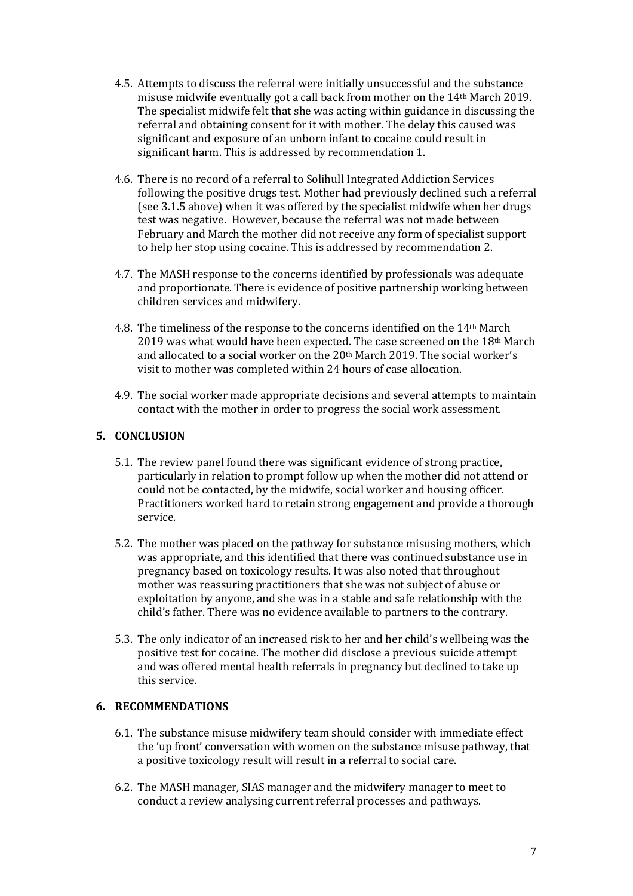4.5. Attempts to discuss the referral were initially unsuccessful and the substance misuse midwife eventually got a call back from mother on the 14th March 2019. The specialist midwife felt that she was acting within guidance in discussing the referral and obtaining consent for it with mother. The delay this caused was significant and exposure of an unborn infant to cocaine could result in significant harm. This is addressed by recommendation 1.

4.6. There is no record of a referral to Solihull Integrated Addiction Services following the positive drugs test. Mother had previously declined such a referral (see 3.1.5 above) when it was offered by the specialist midwife when her drugs test was negative. However, because the referral was not made between February and March the mother did not receive any form of specialist support to help her stop using cocaine. This is addressed by recommendation 2.

4.7. The MASH response to the concerns identified by professionals was adequate and proportionate. There is evidence of positive partnership working between children services and midwifery.

4.8. The timeliness of the response to the concerns identified on the 14th March 2019 was what would have been expected. The case screened on the 18th March and allocated to a social worker on the 20th March 2019. The social worker's visit to mother was completed within 24 hours of case allocation.

4.9. The social worker made appropriate decisions and several attempts to maintain contact with the mother in order to progress the social work assessment.

## 5. CONCLUSION

5.1. The review panel found there was significant evidence of strong practice, particularly in relation to prompt follow up when the mother did not attend or could not be contacted, by the midwife, social worker and housing officer. Practitioners worked hard to retain strong engagement and provide a thorough service.

5.2. The mother was placed on the pathway for substance misusing mothers, which was appropriate, and this identified that there was continued substance use in pregnancy based on toxicology results. It was also noted that throughout mother was reassuring practitioners that she was not subject of abuse or exploitation by anyone, and she was in a stable and safe relationship with the child's father. There was no evidence available to partners to the contrary.

5.3. The only indicator of an increased risk to her and her child's wellbeing was the positive test for cocaine. The mother did disclose a previous suicide attempt and was offered mental health referrals in pregnancy but declined to take up this service.

## 6. RECOMMENDATIONS

6.1. The substance misuse midwifery team should consider with immediate effect the 'up front' conversation with women on the substance misuse pathway, that a positive toxicology result will result in a referral to social care.

6.2. The MASH manager, SIAS manager and the midwifery manager to meet to conduct a review analysing current referral processes and pathways.